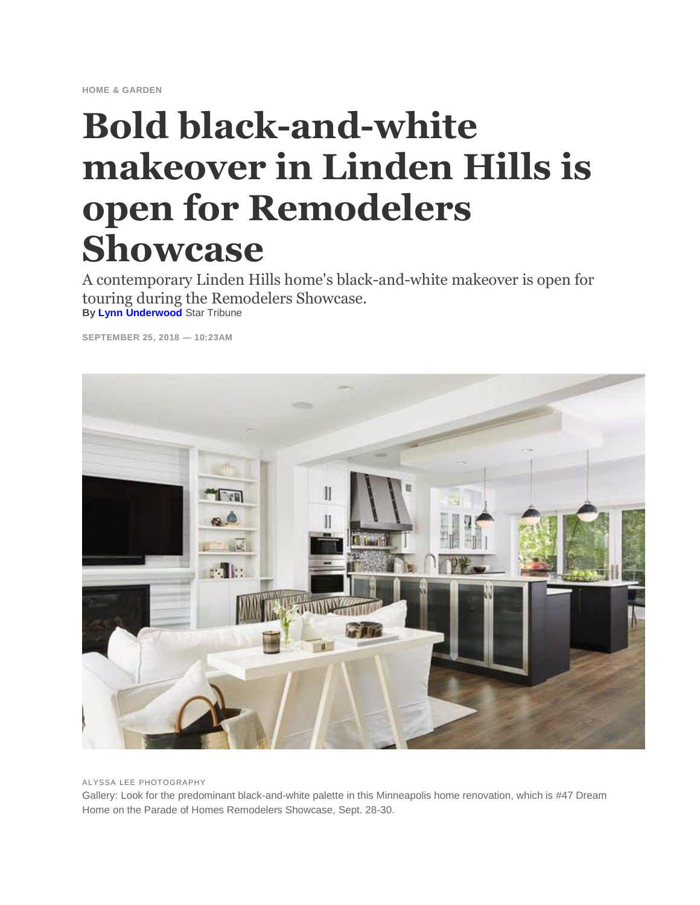HOME & GARDEN

# Bold black-and-white makeover in Linden Hills is open for Remodelers Showcase

A contemporary Linden Hills home's black-and-white makeover is open for touring during the Remodelers Showcase.

**By Lynn Underwood** Star Tribune

SEPTEMBER 25, 2018 — 10:23AM

ALYSSA LEE PHOTOGRAPHY

Gallery: Look for the predominant black-and-white palette in this Minneapolis home renovation, which is #47 Dream Home on the Parade of Homes Remodelers Showcase, Sept. 28-30.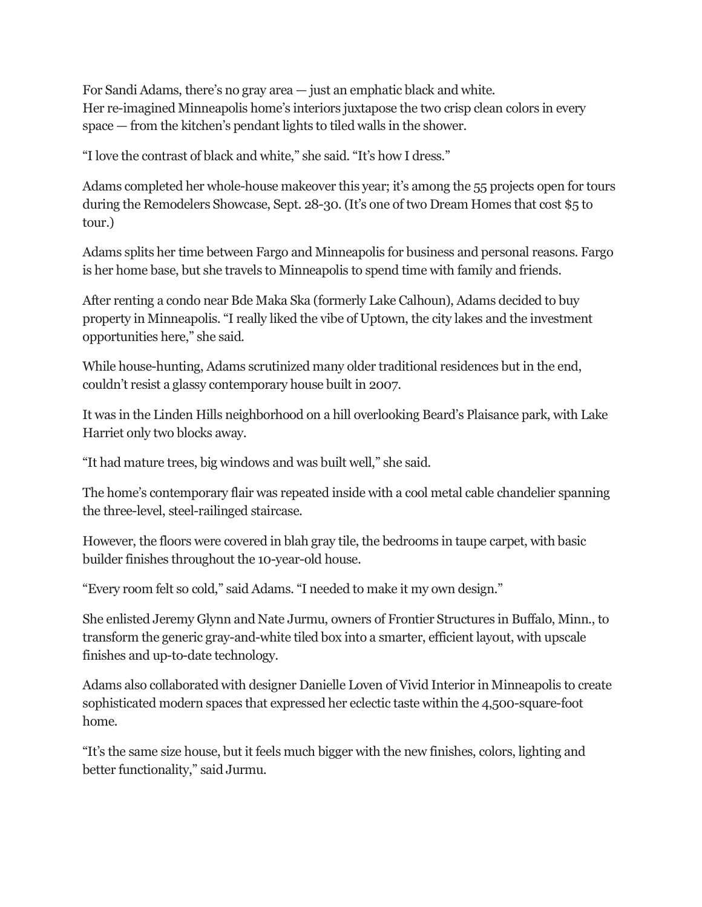For Sandi Adams, there's no gray area — just an emphatic black and white.
Her re-imagined Minneapolis home's interiors juxtapose the two crisp clean colors in every space — from the kitchen's pendant lights to tiled walls in the shower.

"I love the contrast of black and white," she said. "It's how I dress."

Adams completed her whole-house makeover this year; it's among the 55 projects open for tours during the Remodelers Showcase, Sept. 28-30. (It's one of two Dream Homes that cost $5 to tour.)

Adams splits her time between Fargo and Minneapolis for business and personal reasons. Fargo is her home base, but she travels to Minneapolis to spend time with family and friends.

After renting a condo near Bde Maka Ska (formerly Lake Calhoun), Adams decided to buy property in Minneapolis. "I really liked the vibe of Uptown, the city lakes and the investment opportunities here," she said.

While house-hunting, Adams scrutinized many older traditional residences but in the end, couldn't resist a glassy contemporary house built in 2007.

It was in the Linden Hills neighborhood on a hill overlooking Beard's Plaisance park, with Lake Harriet only two blocks away.

"It had mature trees, big windows and was built well," she said.

The home's contemporary flair was repeated inside with a cool metal cable chandelier spanning the three-level, steel-railinged staircase.

However, the floors were covered in blah gray tile, the bedrooms in taupe carpet, with basic builder finishes throughout the 10-year-old house.

"Every room felt so cold," said Adams. "I needed to make it my own design."

She enlisted Jeremy Glynn and Nate Jurmu, owners of Frontier Structures in Buffalo, Minn., to transform the generic gray-and-white tiled box into a smarter, efficient layout, with upscale finishes and up-to-date technology.

Adams also collaborated with designer Danielle Loven of Vivid Interior in Minneapolis to create sophisticated modern spaces that expressed her eclectic taste within the 4,500-square-foot home.

"It's the same size house, but it feels much bigger with the new finishes, colors, lighting and better functionality," said Jurmu.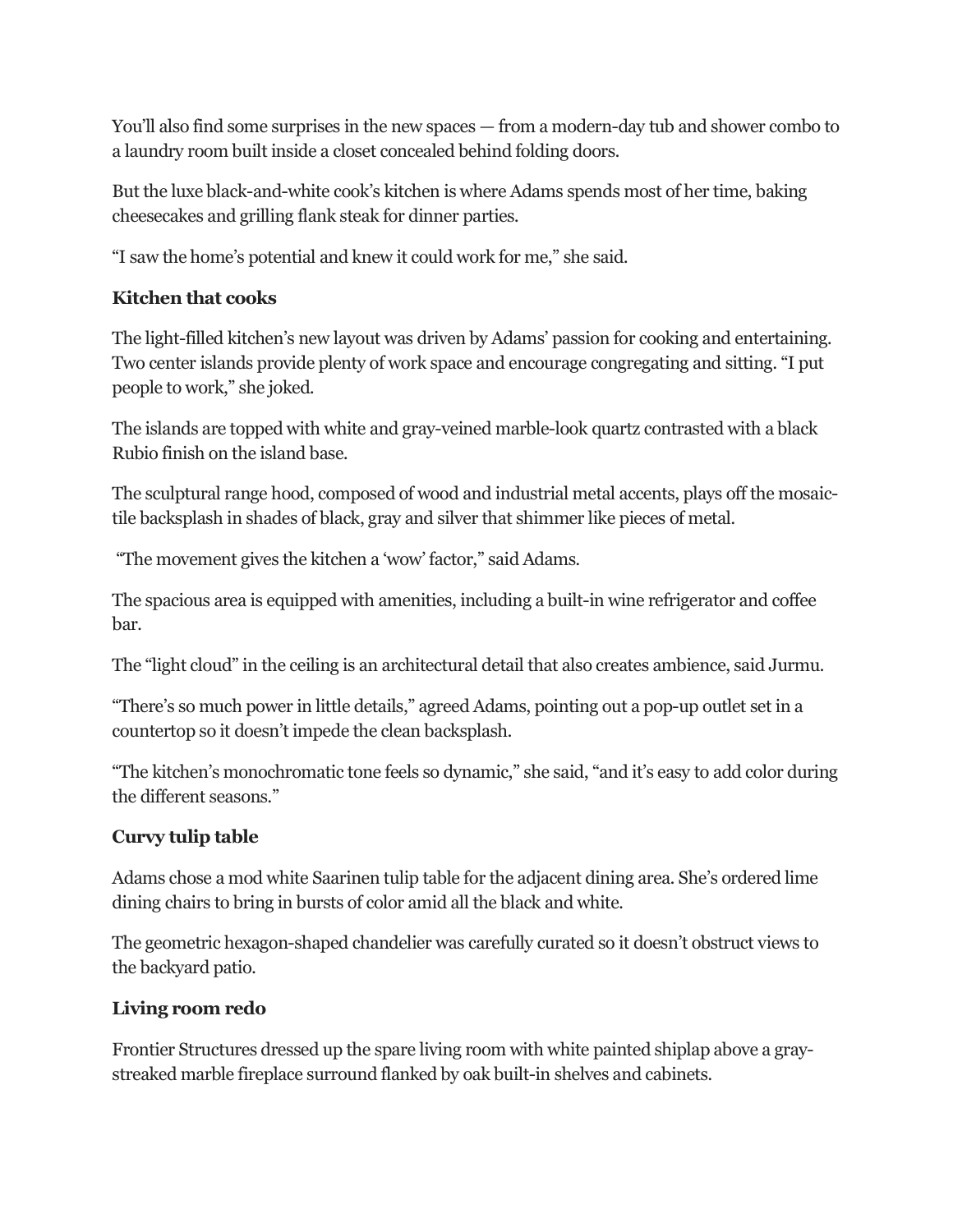You'll also find some surprises in the new spaces — from a modern-day tub and shower combo to a laundry room built inside a closet concealed behind folding doors.

But the luxe black-and-white cook's kitchen is where Adams spends most of her time, baking cheesecakes and grilling flank steak for dinner parties.

"I saw the home's potential and knew it could work for me," she said.

**Kitchen that cooks**

The light-filled kitchen's new layout was driven by Adams' passion for cooking and entertaining. Two center islands provide plenty of work space and encourage congregating and sitting. "I put people to work," she joked.

The islands are topped with white and gray-veined marble-look quartz contrasted with a black Rubio finish on the island base.

The sculptural range hood, composed of wood and industrial metal accents, plays off the mosaic-tile backsplash in shades of black, gray and silver that shimmer like pieces of metal.

"The movement gives the kitchen a 'wow' factor," said Adams.

The spacious area is equipped with amenities, including a built-in wine refrigerator and coffee bar.

The "light cloud" in the ceiling is an architectural detail that also creates ambience, said Jurmu.

"There's so much power in little details," agreed Adams, pointing out a pop-up outlet set in a countertop so it doesn't impede the clean backsplash.

"The kitchen's monochromatic tone feels so dynamic," she said, "and it's easy to add color during the different seasons."

**Curvy tulip table**

Adams chose a mod white Saarinen tulip table for the adjacent dining area. She's ordered lime dining chairs to bring in bursts of color amid all the black and white.

The geometric hexagon-shaped chandelier was carefully curated so it doesn't obstruct views to the backyard patio.

**Living room redo**

Frontier Structures dressed up the spare living room with white painted shiplap above a gray-streaked marble fireplace surround flanked by oak built-in shelves and cabinets.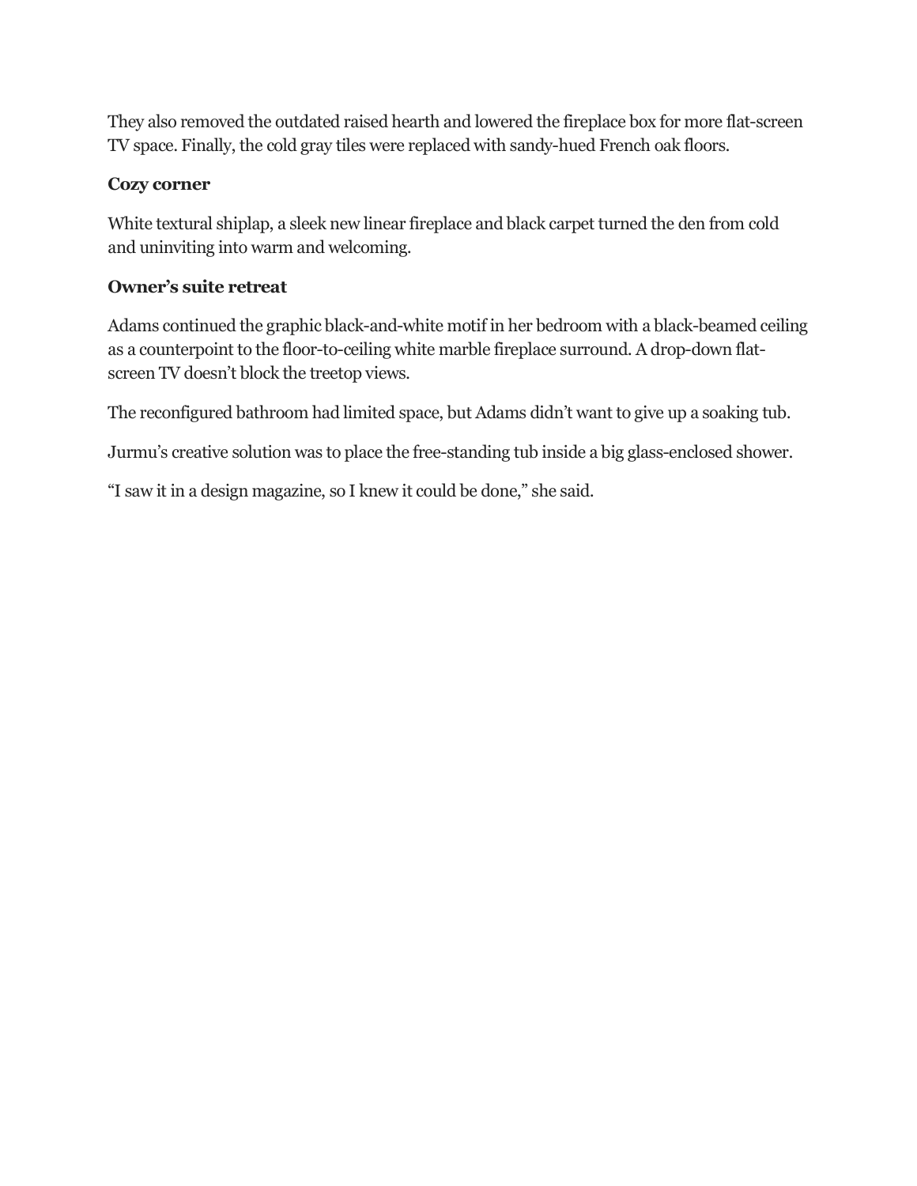They also removed the outdated raised hearth and lowered the fireplace box for more flat-screen TV space. Finally, the cold gray tiles were replaced with sandy-hued French oak floors.

**Cozy corner**

White textural shiplap, a sleek new linear fireplace and black carpet turned the den from cold and uninviting into warm and welcoming.

**Owner's suite retreat**

Adams continued the graphic black-and-white motif in her bedroom with a black-beamed ceiling as a counterpoint to the floor-to-ceiling white marble fireplace surround. A drop-down flat-screen TV doesn't block the treetop views.

The reconfigured bathroom had limited space, but Adams didn't want to give up a soaking tub.

Jurmu's creative solution was to place the free-standing tub inside a big glass-enclosed shower.

"I saw it in a design magazine, so I knew it could be done," she said.